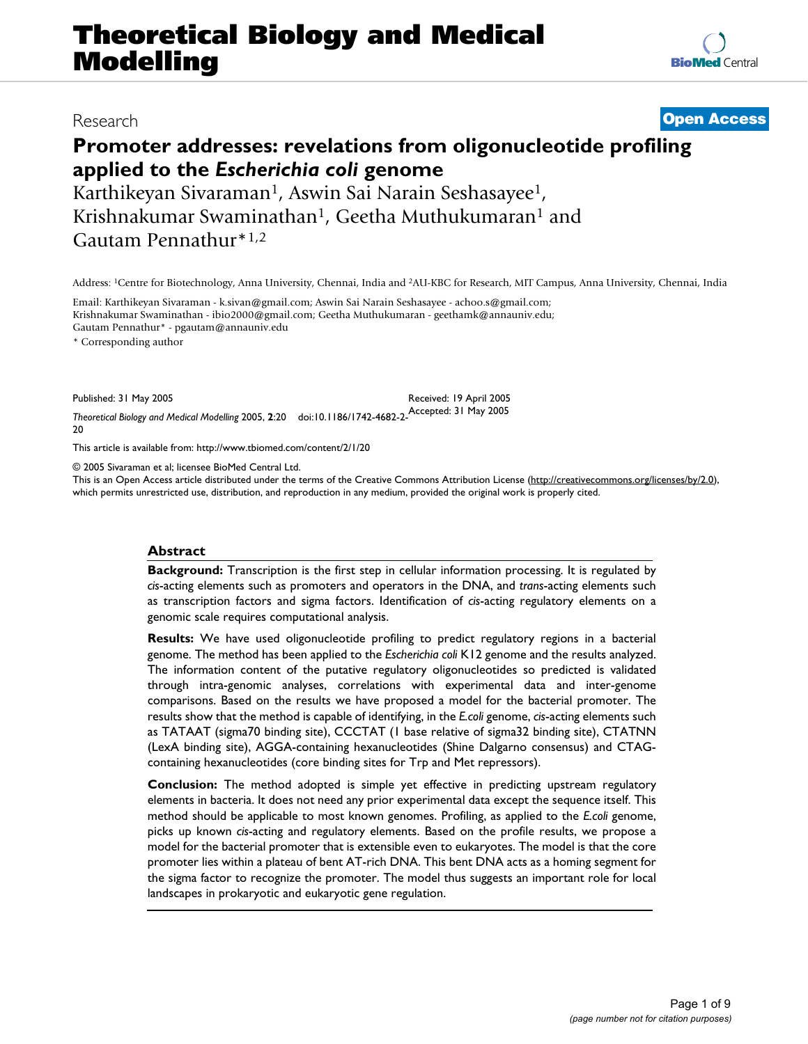Research **Open Access**

# Promoter addresses: revelations from oligonucleotide profiling applied to the *Escherichia coli* genome

Karthikeyan Sivaraman[1], Aswin Sai Narain Seshasayee[1], Krishnakumar Swaminathan[1], Geetha Muthukumaran[1] and Gautam Pennathur*[1,2]

Address: [1]Centre for Biotechnology, Anna University, Chennai, India and [2]AU-KBC for Research, MIT Campus, Anna University, Chennai, India

Email: Karthikeyan Sivaraman - k.sivan@gmail.com; Aswin Sai Narain Seshasayee - achoo.s@gmail.com; Krishnakumar Swaminathan - ibio2000@gmail.com; Geetha Muthukumaran - geethamk@annauniv.edu; Gautam Pennathur* - pgautam@annauniv.edu

\* Corresponding author

Published: 31 May 2005

*Theoretical Biology and Medical Modelling* 2005, **2**:20 doi:10.1186/1742-4682-2-20

Received: 19 April 2005
Accepted: 31 May 2005

This article is available from: http://www.tbiomed.com/content/2/1/20

© 2005 Sivaraman et al; licensee BioMed Central Ltd.
This is an Open Access article distributed under the terms of the Creative Commons Attribution License (http://creativecommons.org/licenses/by/2.0), which permits unrestricted use, distribution, and reproduction in any medium, provided the original work is properly cited.

## Abstract

**Background:** Transcription is the first step in cellular information processing. It is regulated by *cis*-acting elements such as promoters and operators in the DNA, and *trans*-acting elements such as transcription factors and sigma factors. Identification of *cis*-acting regulatory elements on a genomic scale requires computational analysis.

**Results:** We have used oligonucleotide profiling to predict regulatory regions in a bacterial genome. The method has been applied to the *Escherichia coli* K12 genome and the results analyzed. The information content of the putative regulatory oligonucleotides so predicted is validated through intra-genomic analyses, correlations with experimental data and inter-genome comparisons. Based on the results we have proposed a model for the bacterial promoter. The results show that the method is capable of identifying, in the *E.coli* genome, *cis*-acting elements such as TATAAT (sigma70 binding site), CCCTAT (1 base relative of sigma32 binding site), CTATNN (LexA binding site), AGGA-containing hexanucleotides (Shine Dalgarno consensus) and CTAG-containing hexanucleotides (core binding sites for Trp and Met repressors).

**Conclusion:** The method adopted is simple yet effective in predicting upstream regulatory elements in bacteria. It does not need any prior experimental data except the sequence itself. This method should be applicable to most known genomes. Profiling, as applied to the *E.coli* genome, picks up known *cis*-acting and regulatory elements. Based on the profile results, we propose a model for the bacterial promoter that is extensible even to eukaryotes. The model is that the core promoter lies within a plateau of bent AT-rich DNA. This bent DNA acts as a homing segment for the sigma factor to recognize the promoter. The model thus suggests an important role for local landscapes in prokaryotic and eukaryotic gene regulation.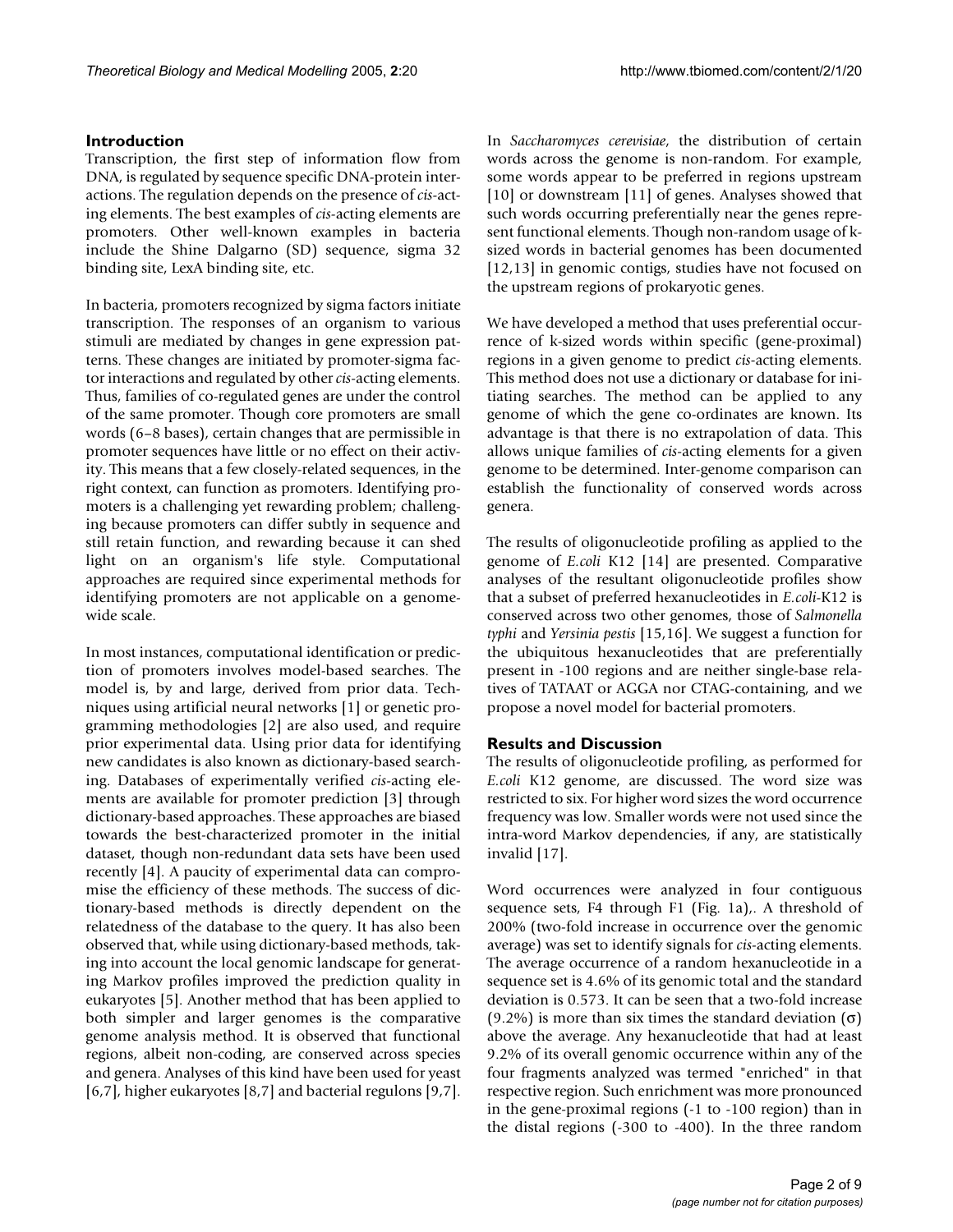## Introduction

Transcription, the first step of information flow from DNA, is regulated by sequence specific DNA-protein interactions. The regulation depends on the presence of *cis*-acting elements. The best examples of *cis*-acting elements are promoters. Other well-known examples in bacteria include the Shine Dalgarno (SD) sequence, sigma 32 binding site, LexA binding site, etc.

In bacteria, promoters recognized by sigma factors initiate transcription. The responses of an organism to various stimuli are mediated by changes in gene expression patterns. These changes are initiated by promoter-sigma factor interactions and regulated by other *cis*-acting elements. Thus, families of co-regulated genes are under the control of the same promoter. Though core promoters are small words (6–8 bases), certain changes that are permissible in promoter sequences have little or no effect on their activity. This means that a few closely-related sequences, in the right context, can function as promoters. Identifying promoters is a challenging yet rewarding problem; challenging because promoters can differ subtly in sequence and still retain function, and rewarding because it can shed light on an organism's life style. Computational approaches are required since experimental methods for identifying promoters are not applicable on a genome-wide scale.

In most instances, computational identification or prediction of promoters involves model-based searches. The model is, by and large, derived from prior data. Techniques using artificial neural networks [1] or genetic programming methodologies [2] are also used, and require prior experimental data. Using prior data for identifying new candidates is also known as dictionary-based searching. Databases of experimentally verified *cis*-acting elements are available for promoter prediction [3] through dictionary-based approaches. These approaches are biased towards the best-characterized promoter in the initial dataset, though non-redundant data sets have been used recently [4]. A paucity of experimental data can compromise the efficiency of these methods. The success of dictionary-based methods is directly dependent on the relatedness of the database to the query. It has also been observed that, while using dictionary-based methods, taking into account the local genomic landscape for generating Markov profiles improved the prediction quality in eukaryotes [5]. Another method that has been applied to both simpler and larger genomes is the comparative genome analysis method. It is observed that functional regions, albeit non-coding, are conserved across species and genera. Analyses of this kind have been used for yeast [6,7], higher eukaryotes [8,7] and bacterial regulons [9,7].

In *Saccharomyces cerevisiae*, the distribution of certain words across the genome is non-random. For example, some words appear to be preferred in regions upstream [10] or downstream [11] of genes. Analyses showed that such words occurring preferentially near the genes represent functional elements. Though non-random usage of k-sized words in bacterial genomes has been documented [12,13] in genomic contigs, studies have not focused on the upstream regions of prokaryotic genes.

We have developed a method that uses preferential occurrence of k-sized words within specific (gene-proximal) regions in a given genome to predict *cis*-acting elements. This method does not use a dictionary or database for initiating searches. The method can be applied to any genome of which the gene co-ordinates are known. Its advantage is that there is no extrapolation of data. This allows unique families of *cis*-acting elements for a given genome to be determined. Inter-genome comparison can establish the functionality of conserved words across genera.

The results of oligonucleotide profiling as applied to the genome of *E.coli* K12 [14] are presented. Comparative analyses of the resultant oligonucleotide profiles show that a subset of preferred hexanucleotides in *E.coli*-K12 is conserved across two other genomes, those of *Salmonella typhi* and *Yersinia pestis* [15,16]. We suggest a function for the ubiquitous hexanucleotides that are preferentially present in -100 regions and are neither single-base relatives of TATAAT or AGGA nor CTAG-containing, and we propose a novel model for bacterial promoters.

## Results and Discussion

The results of oligonucleotide profiling, as performed for *E.coli* K12 genome, are discussed. The word size was restricted to six. For higher word sizes the word occurrence frequency was low. Smaller words were not used since the intra-word Markov dependencies, if any, are statistically invalid [17].

Word occurrences were analyzed in four contiguous sequence sets, F4 through F1 (Fig. 1a),. A threshold of 200% (two-fold increase in occurrence over the genomic average) was set to identify signals for *cis*-acting elements. The average occurrence of a random hexanucleotide in a sequence set is 4.6% of its genomic total and the standard deviation is 0.573. It can be seen that a two-fold increase (9.2%) is more than six times the standard deviation ($\sigma$) above the average. Any hexanucleotide that had at least 9.2% of its overall genomic occurrence within any of the four fragments analyzed was termed "enriched" in that respective region. Such enrichment was more pronounced in the gene-proximal regions (-1 to -100 region) than in the distal regions (-300 to -400). In the three random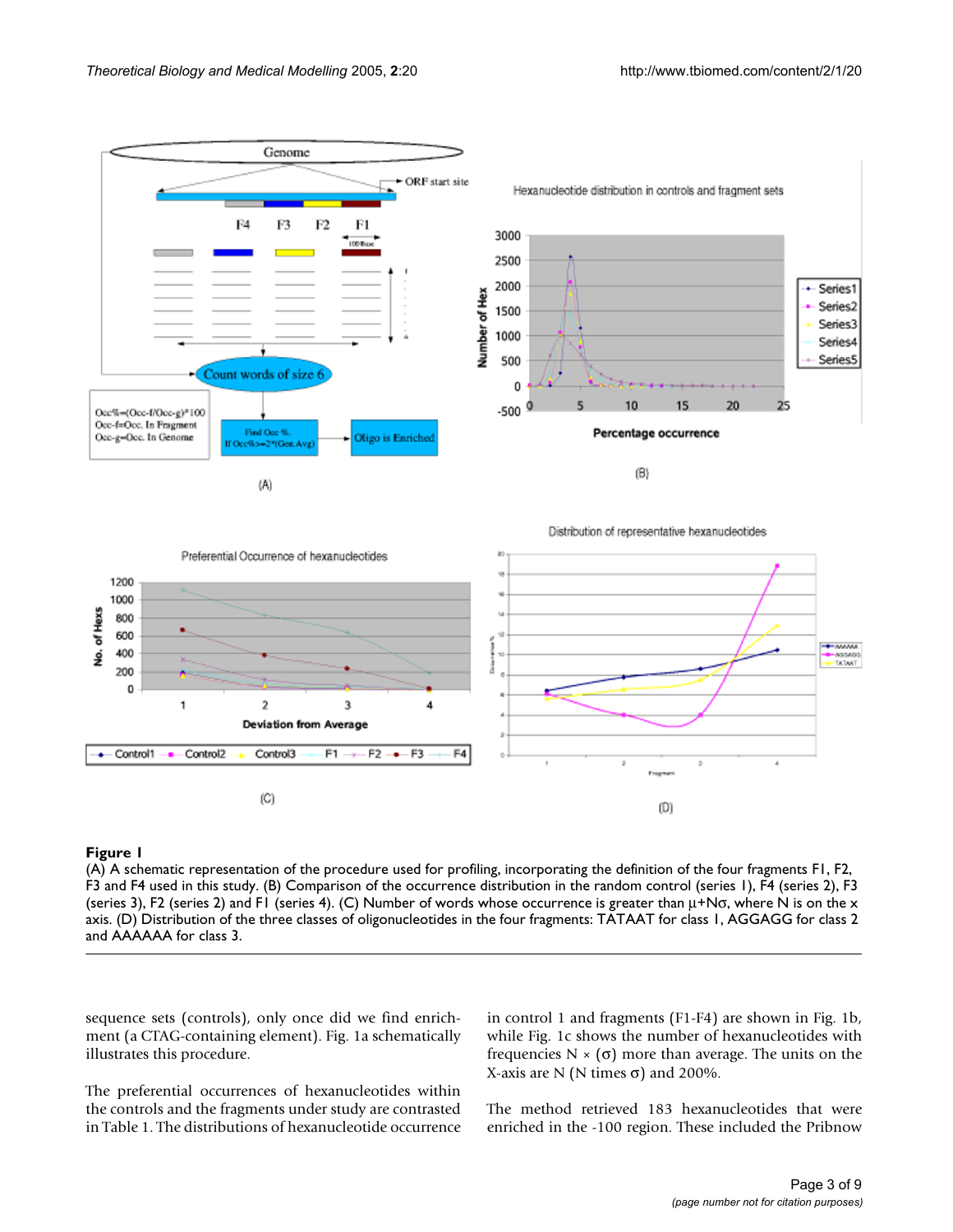**Figure 1**

(A) A schematic representation of the procedure used for profiling, incorporating the definition of the four fragments F1, F2, F3 and F4 used in this study. (B) Comparison of the occurrence distribution in the random control (series 1), F4 (series 2), F3 (series 3), F2 (series 2) and F1 (series 4). (C) Number of words whose occurrence is greater than $\mu$+N$\sigma$, where N is on the x axis. (D) Distribution of the three classes of oligonucleotides in the four fragments: TATAAT for class 1, AGGAGG for class 2 and AAAAAA for class 3.

sequence sets (controls), only once did we find enrichment (a CTAG-containing element). Fig. 1a schematically illustrates this procedure.

The preferential occurrences of hexanucleotides within the controls and the fragments under study are contrasted in Table 1. The distributions of hexanucleotide occurrence in control 1 and fragments (F1-F4) are shown in Fig. 1b, while Fig. 1c shows the number of hexanucleotides with frequencies N × ($\sigma$) more than average. The units on the X-axis are N (N times $\sigma$) and 200%.

The method retrieved 183 hexanucleotides that were enriched in the -100 region. These included the Pribnow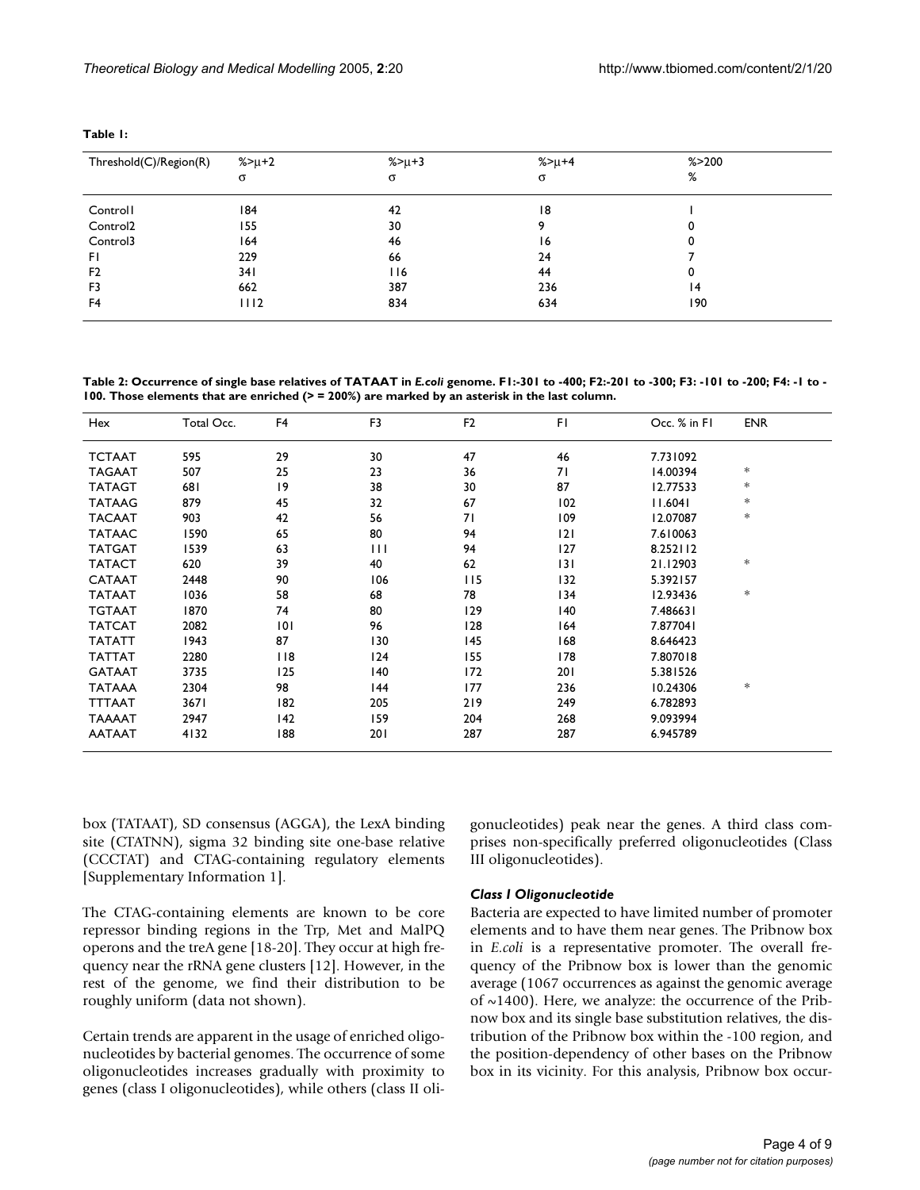**Table 1:**

| Threshold(C)/Region(R) | %>$\mu$+2 $\sigma$ | %>$\mu$+3 $\sigma$ | %>$\mu$+4 $\sigma$ | %>200 % |
| --- | --- | --- | --- | --- |
| Control1 | 184 | 42 | 18 | 1 |
| Control2 | 155 | 30 | 9 | 0 |
| Control3 | 164 | 46 | 16 | 0 |
| F1 | 229 | 66 | 24 | 7 |
| F2 | 341 | 116 | 44 | 0 |
| F3 | 662 | 387 | 236 | 14 |
| F4 | 1112 | 834 | 634 | 190 |

**Table 2: Occurrence of single base relatives of TATAAT in *E.coli* genome. F1:-301 to -400; F2:-201 to -300; F3: -101 to -200; F4: -1 to -100. Those elements that are enriched (> = 200%) are marked by an asterisk in the last column.**

| Hex | Total Occ. | F4 | F3 | F2 | F1 | Occ. % in F1 | ENR |
| --- | --- | --- | --- | --- | --- | --- | --- |
| TCTAAT | 595 | 29 | 30 | 47 | 46 | 7.731092 | |
| TAGAAT | 507 | 25 | 23 | 36 | 71 | 14.00394 | * |
| TATAGT | 681 | 19 | 38 | 30 | 87 | 12.77533 | * |
| TATAAG | 879 | 45 | 32 | 67 | 102 | 11.6041 | * |
| TACAAT | 903 | 42 | 56 | 71 | 109 | 12.07087 | * |
| TATAAC | 1590 | 65 | 80 | 94 | 121 | 7.610063 | |
| TATGAT | 1539 | 63 | 111 | 94 | 127 | 8.252112 | |
| TATACT | 620 | 39 | 40 | 62 | 131 | 21.12903 | * |
| CATAAT | 2448 | 90 | 106 | 115 | 132 | 5.392157 | |
| TATAAT | 1036 | 58 | 68 | 78 | 134 | 12.93436 | * |
| TGTAAT | 1870 | 74 | 80 | 129 | 140 | 7.486631 | |
| TATCAT | 2082 | 101 | 96 | 128 | 164 | 7.877041 | |
| TATATT | 1943 | 87 | 130 | 145 | 168 | 8.646423 | |
| TATTAT | 2280 | 118 | 124 | 155 | 178 | 7.807018 | |
| GATAAT | 3735 | 125 | 140 | 172 | 201 | 5.381526 | |
| TATAAA | 2304 | 98 | 144 | 177 | 236 | 10.24306 | * |
| TTTAAT | 3671 | 182 | 205 | 219 | 249 | 6.782893 | |
| TAAAAT | 2947 | 142 | 159 | 204 | 268 | 9.093994 | |
| AATAAT | 4132 | 188 | 201 | 287 | 287 | 6.945789 | |

box (TATAAT), SD consensus (AGGA), the LexA binding site (CTATNN), sigma 32 binding site one-base relative (CCCTAT) and CTAG-containing regulatory elements [Supplementary Information 1].

The CTAG-containing elements are known to be core repressor binding regions in the Trp, Met and MalPQ operons and the treA gene [18-20]. They occur at high frequency near the rRNA gene clusters [12]. However, in the rest of the genome, we find their distribution to be roughly uniform (data not shown).

Certain trends are apparent in the usage of enriched oligonucleotides by bacterial genomes. The occurrence of some oligonucleotides increases gradually with proximity to genes (class I oligonucleotides), while others (class II oligonucleotides) peak near the genes. A third class comprises non-specifically preferred oligonucleotides (Class III oligonucleotides).

### *Class I Oligonucleotide*

Bacteria are expected to have limited number of promoter elements and to have them near genes. The Pribnow box in *E.coli* is a representative promoter. The overall frequency of the Pribnow box is lower than the genomic average (1067 occurrences as against the genomic average of ~1400). Here, we analyze: the occurrence of the Pribnow box and its single base substitution relatives, the distribution of the Pribnow box within the -100 region, and the position-dependency of other bases on the Pribnow box in its vicinity. For this analysis, Pribnow box occur-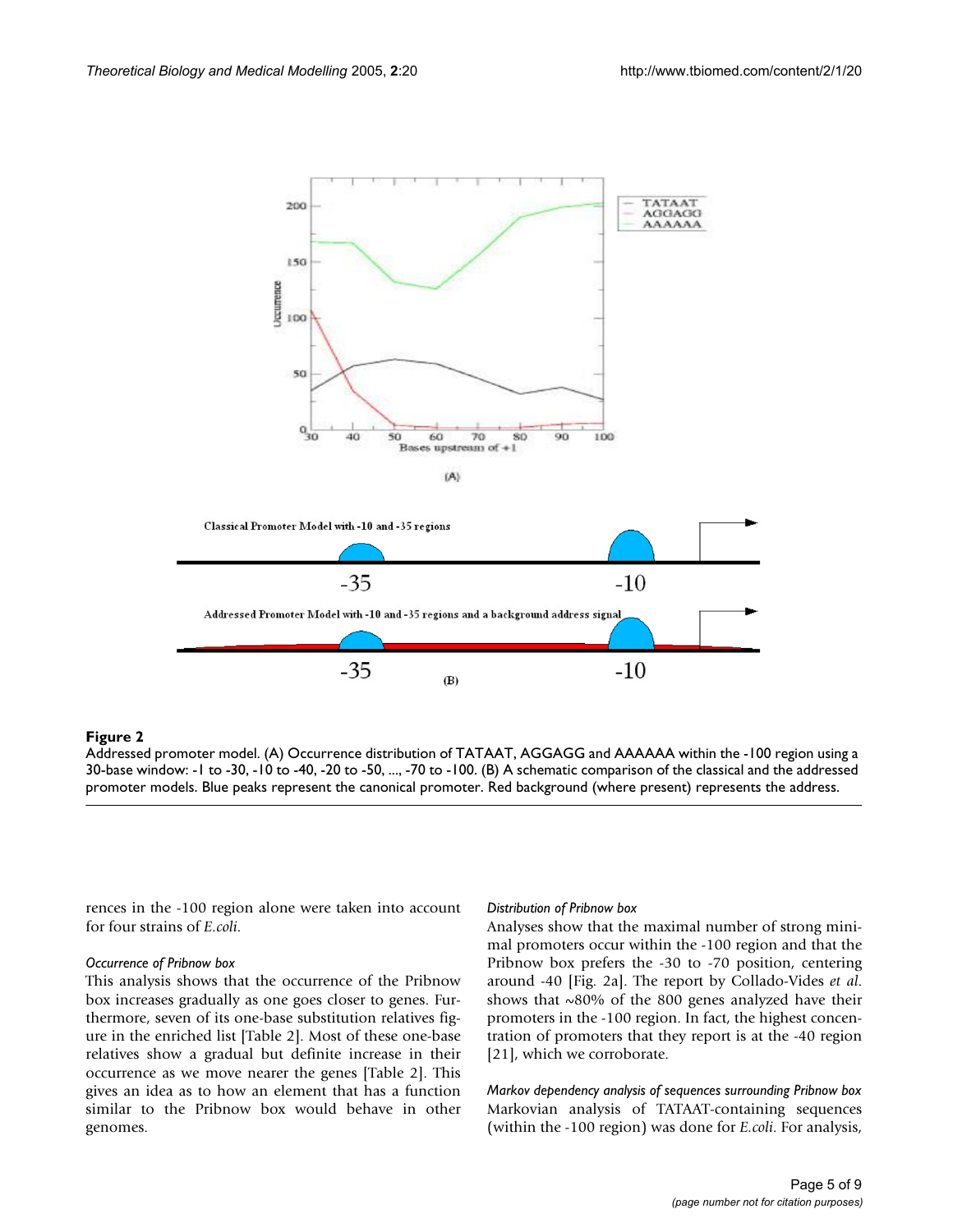**Figure 2**

Addressed promoter model. (A) Occurrence distribution of TATAAT, AGGAGG and AAAAAA within the -100 region using a 30-base window: -1 to -30, -10 to -40, -20 to -50, ..., -70 to -100. (B) A schematic comparison of the classical and the addressed promoter models. Blue peaks represent the canonical promoter. Red background (where present) represents the address.

rences in the -100 region alone were taken into account for four strains of *E.coli*.

*Occurrence of Pribnow box*

This analysis shows that the occurrence of the Pribnow box increases gradually as one goes closer to genes. Furthermore, seven of its one-base substitution relatives figure in the enriched list [Table 2]. Most of these one-base relatives show a gradual but definite increase in their occurrence as we move nearer the genes [Table 2]. This gives an idea as to how an element that has a function similar to the Pribnow box would behave in other genomes.

*Distribution of Pribnow box*

Analyses show that the maximal number of strong minimal promoters occur within the -100 region and that the Pribnow box prefers the -30 to -70 position, centering around -40 [Fig. 2a]. The report by Collado-Vides *et al.* shows that ~80% of the 800 genes analyzed have their promoters in the -100 region. In fact, the highest concentration of promoters that they report is at the -40 region [21], which we corroborate.

*Markov dependency analysis of sequences surrounding Pribnow box*

Markovian analysis of TATAAT-containing sequences (within the -100 region) was done for *E.coli*. For analysis,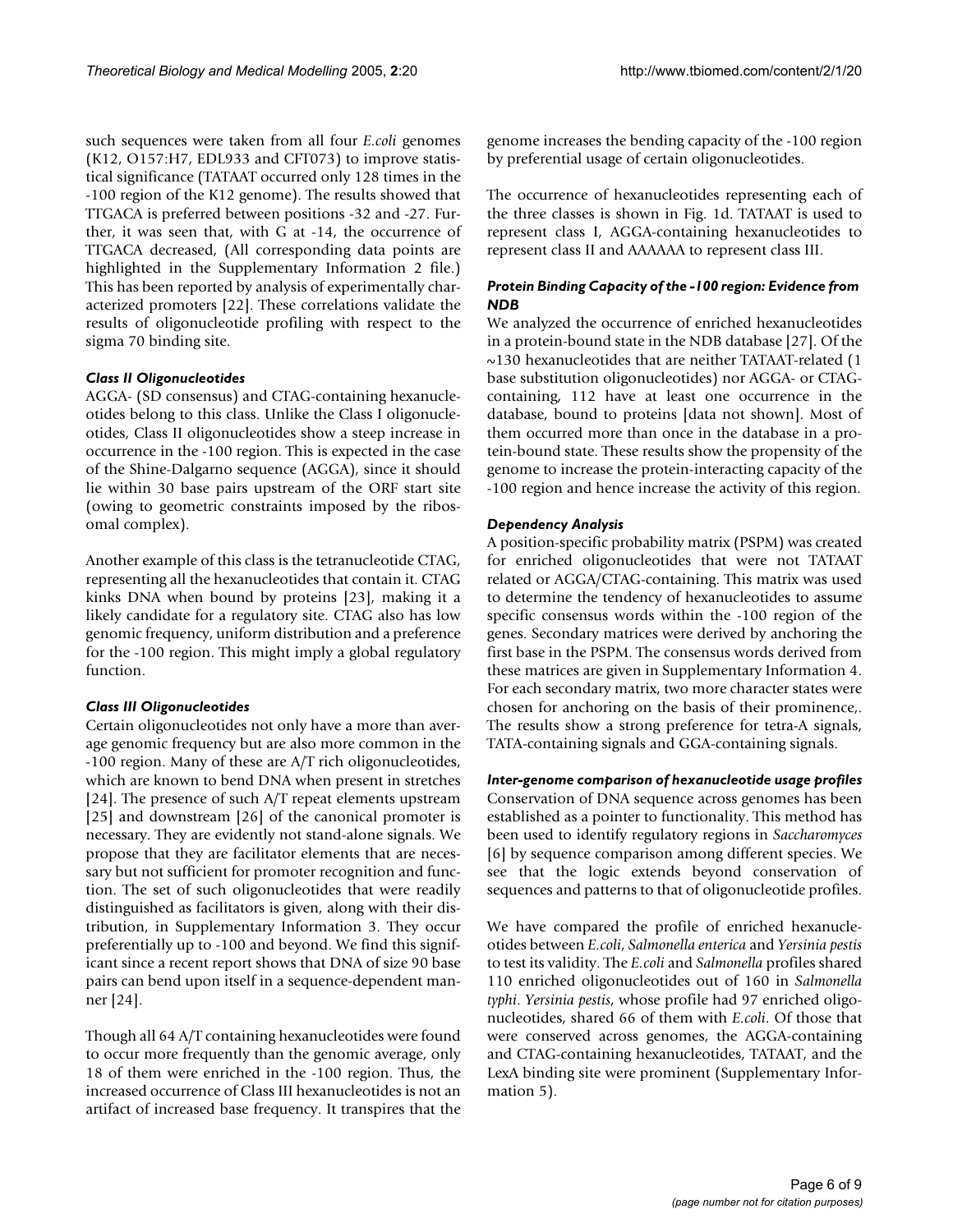such sequences were taken from all four *E.coli* genomes (K12, O157:H7, EDL933 and CFT073) to improve statistical significance (TATAAT occurred only 128 times in the -100 region of the K12 genome). The results showed that TTGACA is preferred between positions -32 and -27. Further, it was seen that, with G at -14, the occurrence of TTGACA decreased, (All corresponding data points are highlighted in the Supplementary Information 2 file.) This has been reported by analysis of experimentally characterized promoters [22]. These correlations validate the results of oligonucleotide profiling with respect to the sigma 70 binding site.

### *Class II Oligonucleotides*

AGGA- (SD consensus) and CTAG-containing hexanucleotides belong to this class. Unlike the Class I oligonucleotides, Class II oligonucleotides show a steep increase in occurrence in the -100 region. This is expected in the case of the Shine-Dalgarno sequence (AGGA), since it should lie within 30 base pairs upstream of the ORF start site (owing to geometric constraints imposed by the ribosomal complex).

Another example of this class is the tetranucleotide CTAG, representing all the hexanucleotides that contain it. CTAG kinks DNA when bound by proteins [23], making it a likely candidate for a regulatory site. CTAG also has low genomic frequency, uniform distribution and a preference for the -100 region. This might imply a global regulatory function.

### *Class III Oligonucleotides*

Certain oligonucleotides not only have a more than average genomic frequency but are also more common in the -100 region. Many of these are A/T rich oligonucleotides, which are known to bend DNA when present in stretches [24]. The presence of such A/T repeat elements upstream [25] and downstream [26] of the canonical promoter is necessary. They are evidently not stand-alone signals. We propose that they are facilitator elements that are necessary but not sufficient for promoter recognition and function. The set of such oligonucleotides that were readily distinguished as facilitators is given, along with their distribution, in Supplementary Information 3. They occur preferentially up to -100 and beyond. We find this significant since a recent report shows that DNA of size 90 base pairs can bend upon itself in a sequence-dependent manner [24].

Though all 64 A/T containing hexanucleotides were found to occur more frequently than the genomic average, only 18 of them were enriched in the -100 region. Thus, the increased occurrence of Class III hexanucleotides is not an artifact of increased base frequency. It transpires that the genome increases the bending capacity of the -100 region by preferential usage of certain oligonucleotides.

The occurrence of hexanucleotides representing each of the three classes is shown in Fig. 1d. TATAAT is used to represent class I, AGGA-containing hexanucleotides to represent class II and AAAAAA to represent class III.

### *Protein Binding Capacity of the -100 region: Evidence from NDB*

We analyzed the occurrence of enriched hexanucleotides in a protein-bound state in the NDB database [27]. Of the ~130 hexanucleotides that are neither TATAAT-related (1 base substitution oligonucleotides) nor AGGA- or CTAG-containing, 112 have at least one occurrence in the database, bound to proteins [data not shown]. Most of them occurred more than once in the database in a protein-bound state. These results show the propensity of the genome to increase the protein-interacting capacity of the -100 region and hence increase the activity of this region.

### *Dependency Analysis*

A position-specific probability matrix (PSPM) was created for enriched oligonucleotides that were not TATAAT related or AGGA/CTAG-containing. This matrix was used to determine the tendency of hexanucleotides to assume specific consensus words within the -100 region of the genes. Secondary matrices were derived by anchoring the first base in the PSPM. The consensus words derived from these matrices are given in Supplementary Information 4. For each secondary matrix, two more character states were chosen for anchoring on the basis of their prominence,. The results show a strong preference for tetra-A signals, TATA-containing signals and GGA-containing signals.

### *Inter-genome comparison of hexanucleotide usage profiles*

Conservation of DNA sequence across genomes has been established as a pointer to functionality. This method has been used to identify regulatory regions in *Saccharomyces* [6] by sequence comparison among different species. We see that the logic extends beyond conservation of sequences and patterns to that of oligonucleotide profiles.

We have compared the profile of enriched hexanucleotides between *E.coli*, *Salmonella enterica* and *Yersinia pestis* to test its validity. The *E.coli* and *Salmonella* profiles shared 110 enriched oligonucleotides out of 160 in *Salmonella typhi*. *Yersinia pestis*, whose profile had 97 enriched oligonucleotides, shared 66 of them with *E.coli*. Of those that were conserved across genomes, the AGGA-containing and CTAG-containing hexanucleotides, TATAAT, and the LexA binding site were prominent (Supplementary Information 5).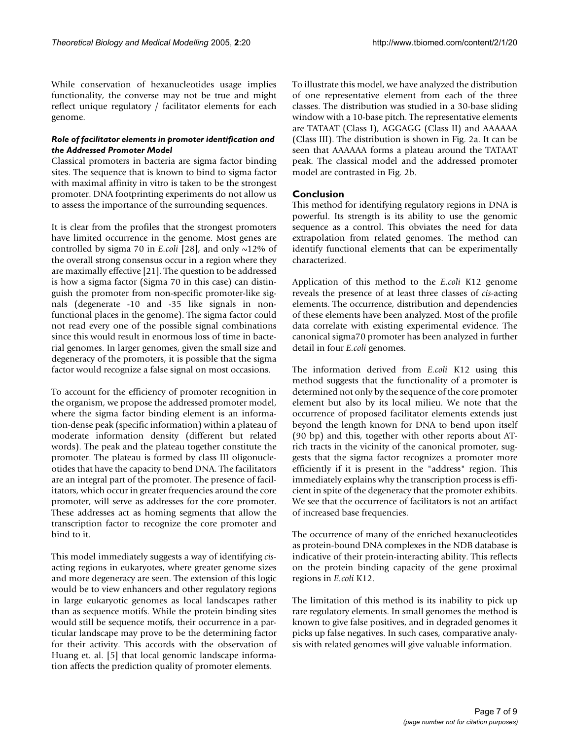While conservation of hexanucleotides usage implies functionality, the converse may not be true and might reflect unique regulatory / facilitator elements for each genome.

### *Role of facilitator elements in promoter identification and the Addressed Promoter Model*

Classical promoters in bacteria are sigma factor binding sites. The sequence that is known to bind to sigma factor with maximal affinity in vitro is taken to be the strongest promoter. DNA footprinting experiments do not allow us to assess the importance of the surrounding sequences.

It is clear from the profiles that the strongest promoters have limited occurrence in the genome. Most genes are controlled by sigma 70 in *E.coli* [28], and only ~12% of the overall strong consensus occur in a region where they are maximally effective [21]. The question to be addressed is how a sigma factor (Sigma 70 in this case) can distinguish the promoter from non-specific promoter-like signals (degenerate -10 and -35 like signals in non-functional places in the genome). The sigma factor could not read every one of the possible signal combinations since this would result in enormous loss of time in bacterial genomes. In larger genomes, given the small size and degeneracy of the promoters, it is possible that the sigma factor would recognize a false signal on most occasions.

To account for the efficiency of promoter recognition in the organism, we propose the addressed promoter model, where the sigma factor binding element is an information-dense peak (specific information) within a plateau of moderate information density (different but related words). The peak and the plateau together constitute the promoter. The plateau is formed by class III oligonucleotides that have the capacity to bend DNA. The facilitators are an integral part of the promoter. The presence of facilitators, which occur in greater frequencies around the core promoter, will serve as addresses for the core promoter. These addresses act as homing segments that allow the transcription factor to recognize the core promoter and bind to it.

This model immediately suggests a way of identifying *cis*-acting regions in eukaryotes, where greater genome sizes and more degeneracy are seen. The extension of this logic would be to view enhancers and other regulatory regions in large eukaryotic genomes as local landscapes rather than as sequence motifs. While the protein binding sites would still be sequence motifs, their occurrence in a particular landscape may prove to be the determining factor for their activity. This accords with the observation of Huang et. al. [5] that local genomic landscape information affects the prediction quality of promoter elements.

To illustrate this model, we have analyzed the distribution of one representative element from each of the three classes. The distribution was studied in a 30-base sliding window with a 10-base pitch. The representative elements are TATAAT (Class I), AGGAGG (Class II) and AAAAAA (Class III). The distribution is shown in Fig. 2a. It can be seen that AAAAAA forms a plateau around the TATAAT peak. The classical model and the addressed promoter model are contrasted in Fig. 2b.

## Conclusion

This method for identifying regulatory regions in DNA is powerful. Its strength is its ability to use the genomic sequence as a control. This obviates the need for data extrapolation from related genomes. The method can identify functional elements that can be experimentally characterized.

Application of this method to the *E.coli* K12 genome reveals the presence of at least three classes of *cis*-acting elements. The occurrence, distribution and dependencies of these elements have been analyzed. Most of the profile data correlate with existing experimental evidence. The canonical sigma70 promoter has been analyzed in further detail in four *E.coli* genomes.

The information derived from *E.coli* K12 using this method suggests that the functionality of a promoter is determined not only by the sequence of the core promoter element but also by its local milieu. We note that the occurrence of proposed facilitator elements extends just beyond the length known for DNA to bend upon itself (90 bp) and this, together with other reports about AT-rich tracts in the vicinity of the canonical promoter, suggests that the sigma factor recognizes a promoter more efficiently if it is present in the "address" region. This immediately explains why the transcription process is efficient in spite of the degeneracy that the promoter exhibits. We see that the occurrence of facilitators is not an artifact of increased base frequencies.

The occurrence of many of the enriched hexanucleotides as protein-bound DNA complexes in the NDB database is indicative of their protein-interacting ability. This reflects on the protein binding capacity of the gene proximal regions in *E.coli* K12.

The limitation of this method is its inability to pick up rare regulatory elements. In small genomes the method is known to give false positives, and in degraded genomes it picks up false negatives. In such cases, comparative analysis with related genomes will give valuable information.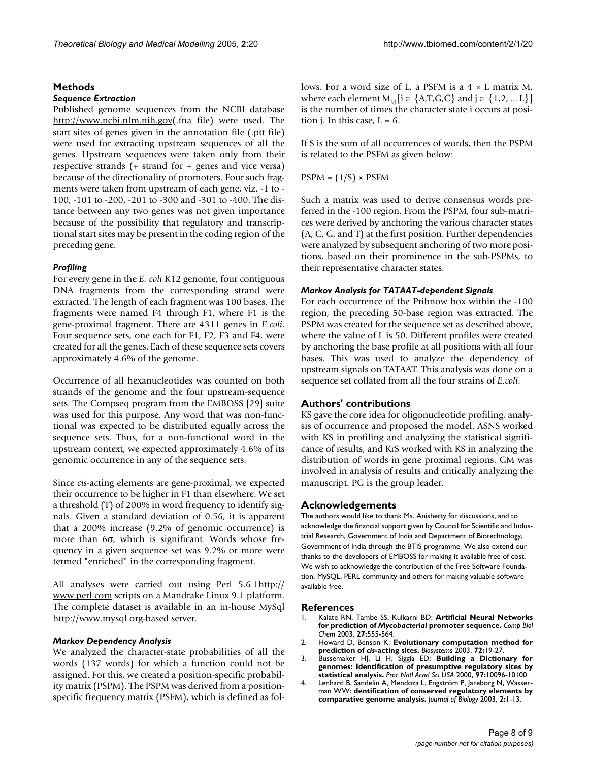## Methods

### Sequence Extraction

Published genome sequences from the NCBI database http://www.ncbi.nlm.nih.gov(.fna file) were used. The start sites of genes given in the annotation file (.ptt file) were used for extracting upstream sequences of all the genes. Upstream sequences were taken only from their respective strands (+ strand for + genes and vice versa) because of the directionality of promoters. Four such fragments were taken from upstream of each gene, viz. -1 to -100, -101 to -200, -201 to -300 and -301 to -400. The distance between any two genes was not given importance because of the possibility that regulatory and transcriptional start sites may be present in the coding region of the preceding gene.

### Profiling

For every gene in the *E. coli* K12 genome, four contiguous DNA fragments from the corresponding strand were extracted. The length of each fragment was 100 bases. The fragments were named F4 through F1, where F1 is the gene-proximal fragment. There are 4311 genes in *E.coli*. Four sequence sets, one each for F1, F2, F3 and F4, were created for all the genes. Each of these sequence sets covers approximately 4.6% of the genome.

Occurrence of all hexanucleotides was counted on both strands of the genome and the four upstream-sequence sets. The Compseq program from the EMBOSS [29] suite was used for this purpose. Any word that was non-functional was expected to be distributed equally across the sequence sets. Thus, for a non-functional word in the upstream context, we expected approximately 4.6% of its genomic occurrence in any of the sequence sets.

Since *cis*-acting elements are gene-proximal, we expected their occurrence to be higher in F1 than elsewhere. We set a threshold (T) of 200% in word frequency to identify signals. Given a standard deviation of 0.56, it is apparent that a 200% increase (9.2% of genomic occurrence) is more than 6σ, which is significant. Words whose frequency in a given sequence set was 9.2% or more were termed "enriched" in the corresponding fragment.

All analyses were carried out using Perl 5.6.1http://www.perl.com scripts on a Mandrake Linux 9.1 platform. The complete dataset is available in an in-house MySql http://www.mysql.org-based server.

### Markov Dependency Analysis

We analyzed the character-state probabilities of all the words (137 words) for which a function could not be assigned. For this, we created a position-specific probability matrix (PSPM). The PSPM was derived from a position-specific frequency matrix (PSFM), which is defined as follows. For a word size of L, a PSFM is a 4 × L matrix M, where each element $M_{i,j}$ [$i \in \{A,T,G,C\}$ and $j \in \{1,2, ... L\}$] is the number of times the character state i occurs at position j. In this case, L = 6.

If S is the sum of all occurrences of words, then the PSPM is related to the PSFM as given below:

$$PSPM = (1/S) \times PSFM$$

Such a matrix was used to derive consensus words preferred in the -100 region. From the PSPM, four sub-matrices were derived by anchoring the various character states (A, C, G, and T) at the first position. Further dependencies were analyzed by subsequent anchoring of two more positions, based on their prominence in the sub-PSPMs, to their representative character states.

### Markov Analysis for TATAAT-dependent Signals

For each occurrence of the Pribnow box within the -100 region, the preceding 50-base region was extracted. The PSPM was created for the sequence set as described above, where the value of L is 50. Different profiles were created by anchoring the base profile at all positions with all four bases. This was used to analyze the dependency of upstream signals on TATAAT. This analysis was done on a sequence set collated from all the four strains of *E.coli*.

## Authors' contributions

KS gave the core idea for oligonucleotide profiling, analysis of occurrence and proposed the model. ASNS worked with KS in profiling and analyzing the statistical significance of results, and KrS worked with KS in analyzing the distribution of words in gene proximal regions. GM was involved in analysis of results and critically analyzing the manuscript. PG is the group leader.

## Acknowledgements

The authors would like to thank Ms. Anishetty for discussions, and to acknowledge the financial support given by Council for Scientific and Industrial Research, Government of India and Department of Biotechnology, Government of India through the BTIS programme. We also extend our thanks to the developers of EMBOSS for making it available free of cost. We wish to acknowledge the contribution of the Free Software Foundation, MySQL, PERL community and others for making valuable software available free.

## References

1. Kalate RN, Tambe SS, Kulkarni BD: **Artificial Neural Networks for prediction of *Mycobacterial* promoter sequence.** *Comp Biol Chem* 2003, **27:**555-564.
2. Howard D, Benson K: **Evolutionary computation method for prediction of *cis*-acting sites.** *Biosystems* 2003, **72:**19-27.
3. Bussemaker HJ, Li H, Siggia ED: **Building a Dictionary for genomes: Identification of presumptive regulatory sites by statistical analysis.** *Proc Natl Acad Sci USA* 2000, **97:**10096-10100.
4. Lenhard B, Sandelin A, Mendoza L, Engström P, Jareborg N, Wasserman WW: **dentification of conserved regulatory elements by comparative genome analysis.** *Journal of Biology* 2003, **2:**1-13.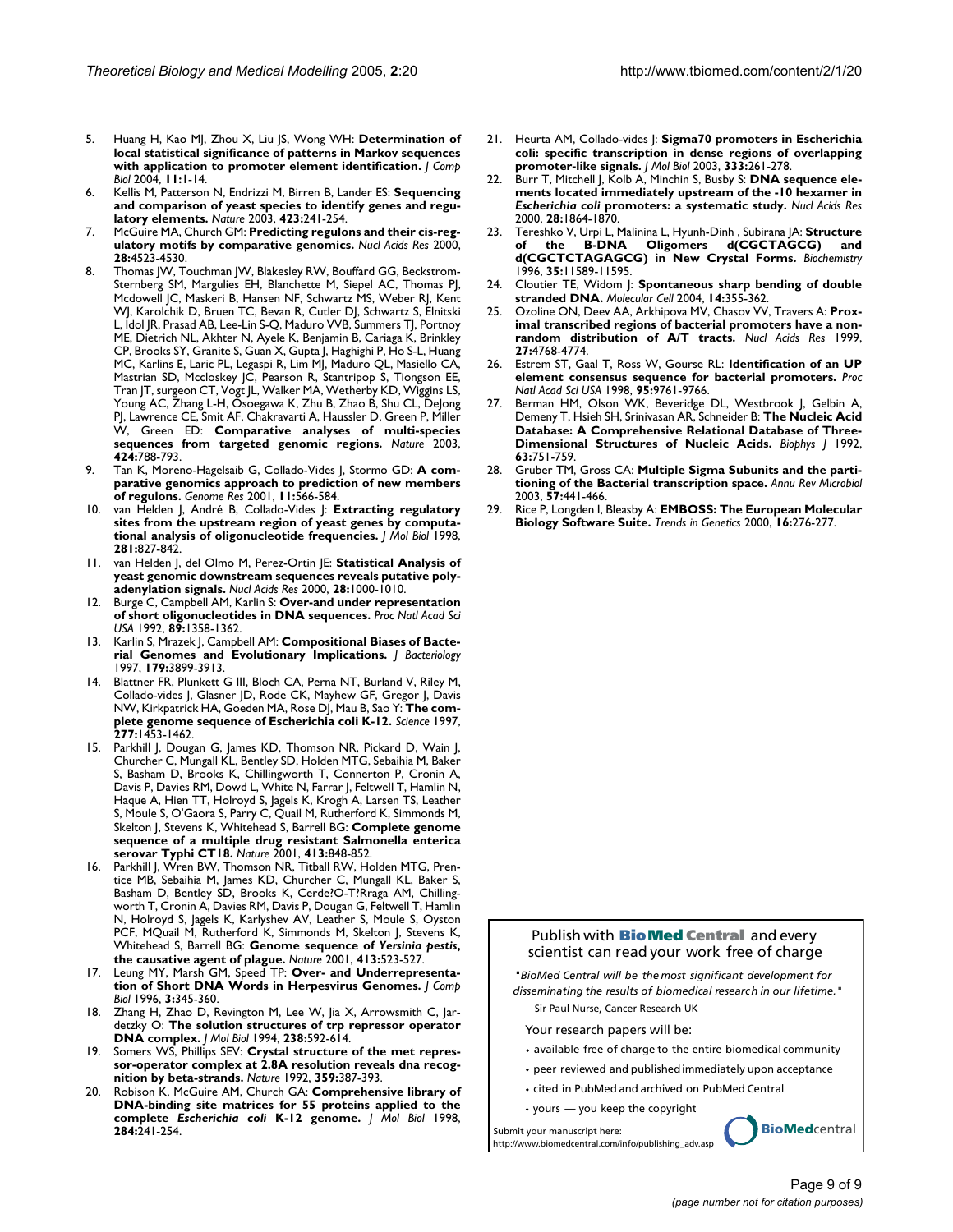5. Huang H, Kao MJ, Zhou X, Liu JS, Wong WH: **Determination of local statistical significance of patterns in Markov sequences with application to promoter element identification.** *J Comp Biol* 2004, **11**:1-14.
6. Kellis M, Patterson N, Endrizzi M, Birren B, Lander ES: **Sequencing and comparison of yeast species to identify genes and regulatory elements.** *Nature* 2003, **423**:241-254.
7. McGuire MA, Church GM: **Predicting regulons and their cis-regulatory motifs by comparative genomics.** *Nucl Acids Res* 2000, **28**:4523-4530.
8. Thomas JW, Touchman JW, Blakesley RW, Bouffard GG, Beckstrom-Sternberg SM, Margulies EH, Blanchette M, Siepel AC, Thomas PJ, Mcdowell JC, Maskeri B, Hansen NF, Schwartz MS, Weber RJ, Kent WJ, Karolchik D, Bruen TC, Bevan R, Cutler DJ, Schwartz S, Elnitski L, Idol JR, Prasad AB, Lee-Lin S-Q, Maduro VVB, Summers TJ, Portnoy ME, Dietrich NL, Akhter N, Ayele K, Benjamin B, Cariaga K, Brinkley CP, Brooks SY, Granite S, Guan X, Gupta J, Haghighi P, Ho S-L, Huang MC, Karlins E, Laric PL, Legaspi R, Lim MJ, Maduro QL, Masiello CA, Mastrian SD, Mccloskey JC, Pearson R, Stantripop S, Tiongson EE, Tran JT, surgeon CT, Vogt JL, Walker MA, Wetherby KD, Wiggins LS, Young AC, Zhang L-H, Osoegawa K, Zhu B, Zhao B, Shu CL, DeJong PJ, Lawrence CE, Smit AF, Chakravarti A, Haussler D, Green P, Miller W, Green ED: **Comparative analyses of multi-species sequences from targeted genomic regions.** *Nature* 2003, **424**:788-793.
9. Tan K, Moreno-Hagelsaib G, Collado-Vides J, Stormo GD: **A comparative genomics approach to prediction of new members of regulons.** *Genome Res* 2001, **11**:566-584.
10. van Helden J, André B, Collado-Vides J: **Extracting regulatory sites from the upstream region of yeast genes by computational analysis of oligonucleotide frequencies.** *J Mol Biol* 1998, **281**:827-842.
11. van Helden J, del Olmo M, Perez-Ortin JE: **Statistical Analysis of yeast genomic downstream sequences reveals putative polyadenylation signals.** *Nucl Acids Res* 2000, **28**:1000-1010.
12. Burge C, Campbell AM, Karlin S: **Over-and under representation of short oligonucleotides in DNA sequences.** *Proc Natl Acad Sci USA* 1992, **89**:1358-1362.
13. Karlin S, Mrazek J, Campbell AM: **Compositional Biases of Bacterial Genomes and Evolutionary Implications.** *J Bacteriology* 1997, **179**:3899-3913.
14. Blattner FR, Plunkett G III, Bloch CA, Perna NT, Burland V, Riley M, Collado-vides J, Glasner JD, Rode CK, Mayhew GF, Gregor J, Davis NW, Kirkpatrick HA, Goeden MA, Rose DJ, Mau B, Sao Y: **The complete genome sequence of Escherichia coli K-12.** *Science* 1997, **277**:1453-1462.
15. Parkhill J, Dougan G, James KD, Thomson NR, Pickard D, Wain J, Churcher C, Mungall KL, Bentley SD, Holden MTG, Sebaihia M, Baker S, Basham D, Brooks K, Chillingworth T, Connerton P, Cronin A, Davis P, Davies RM, Dowd L, White N, Farrar J, Feltwell T, Hamlin N, Haque A, Hien TT, Holroyd S, Jagels K, Krogh A, Larsen TS, Leather S, Moule S, O'Gaora S, Parry C, Quail M, Rutherford K, Simmonds M, Skelton J, Stevens K, Whitehead S, Barrell BG: **Complete genome sequence of a multiple drug resistant Salmonella enterica serovar Typhi CT18.** *Nature* 2001, **413**:848-852.
16. Parkhill J, Wren BW, Thomson NR, Titball RW, Holden MTG, Prentice MB, Sebaihia M, James KD, Churcher C, Mungall KL, Baker S, Basham D, Bentley SD, Brooks K, Cerde?O-T?Rraga AM, Chillingworth T, Cronin A, Davies RM, Davis P, Dougan G, Feltwell T, Hamlin N, Holroyd S, Jagels K, Karlyshev AV, Leather S, Moule S, Oyston PCF, MQuail M, Rutherford K, Simmonds M, Skelton J, Stevens K, Whitehead S, Barrell BG: **Genome sequence of *Yersinia pestis*, the causative agent of plague.** *Nature* 2001, **413**:523-527.
17. Leung MY, Marsh GM, Speed TP: **Over- and Underrepresentation of Short DNA Words in Herpesvirus Genomes.** *J Comp Biol* 1996, **3**:345-360.
18. Zhang H, Zhao D, Revington M, Lee W, Jia X, Arrowsmith C, Jardetzky O: **The solution structures of trp repressor operator DNA complex.** *J Mol Biol* 1994, **238**:592-614.
19. Somers WS, Phillips SEV: **Crystal structure of the met repressor-operator complex at 2.8A resolution reveals dna recognition by beta-strands.** *Nature* 1992, **359**:387-393.
20. Robison K, McGuire AM, Church GA: **Comprehensive library of DNA-binding site matrices for 55 proteins applied to the complete *Escherichia coli* K-12 genome.** *J Mol Biol* 1998, **284**:241-254.
21. Heurta AM, Collado-vides J: **Sigma70 promoters in Escherichia coli: specific transcription in dense regions of overlapping promoter-like signals.** *J Mol Biol* 2003, **333**:261-278.
22. Burr T, Mitchell J, Kolb A, Minchin S, Busby S: **DNA sequence elements located immediately upstream of the -10 hexamer in *Escherichia coli* promoters: a systematic study.** *Nucl Acids Res* 2000, **28**:1864-1870.
23. Tereshko V, Urpi L, Malinina L, Hyunh-Dinh , Subirana JA: **Structure of the B-DNA Oligomers d(CGCTAGCG) and d(CGCTCTAGAGCG) in New Crystal Forms.** *Biochemistry* 1996, **35**:11589-11595.
24. Cloutier TE, Widom J: **Spontaneous sharp bending of double stranded DNA.** *Molecular Cell* 2004, **14**:355-362.
25. Ozoline ON, Deev AA, Arkhipova MV, Chasov VV, Travers A: **Proximal transcribed regions of bacterial promoters have a non-random distribution of A/T tracts.** *Nucl Acids Res* 1999, **27**:4768-4774.
26. Estrem ST, Gaal T, Ross W, Gourse RL: **Identification of an UP element consensus sequence for bacterial promoters.** *Proc Natl Acad Sci USA* 1998, **95**:9761-9766.
27. Berman HM, Olson WK, Beveridge DL, Westbrook J, Gelbin A, Demeny T, Hsieh SH, Srinivasan AR, Schneider B: **The Nucleic Acid Database: A Comprehensive Relational Database of Three-Dimensional Structures of Nucleic Acids.** *Biophys J* 1992, **63**:751-759.
28. Gruber TM, Gross CA: **Multiple Sigma Subunits and the partitioning of the Bacterial transcription space.** *Annu Rev Microbiol* 2003, **57**:441-466.
29. Rice P, Longden I, Bleasby A: **EMBOSS: The European Molecular Biology Software Suite.** *Trends in Genetics* 2000, **16**:276-277.

Publish with **BioMed Central** and every scientist can read your work free of charge

*"BioMed Central will be the most significant development for disseminating the results of biomedical research in our lifetime."*
Sir Paul Nurse, Cancer Research UK

Your research papers will be:

- available free of charge to the entire biomedical community
- peer reviewed and published immediately upon acceptance
- cited in PubMed and archived on PubMed Central
- yours — you keep the copyright

Submit your manuscript here:
http://www.biomedcentral.com/info/publishing_adv.asp

BioMedcentral